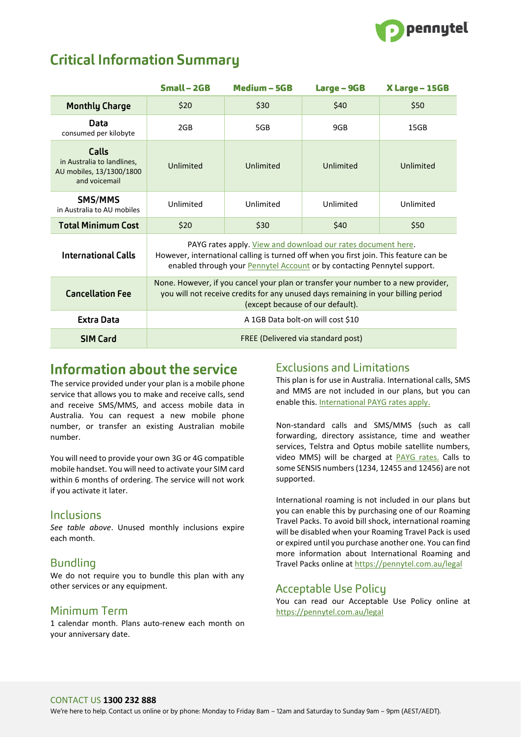# Critical Information Summary

| | Small – 2GB | Medium – 5GB | Large – 9GB | X Large – 15GB |
|---|---|---|---|---|
| **Monthly Charge** | $20 | $30 | $40 | $50 |
| **Data** consumed per kilobyte | 2GB | 5GB | 9GB | 15GB |
| **Calls** in Australia to landlines, AU mobiles, 13/1300/1800 and voicemail | Unlimited | Unlimited | Unlimited | Unlimited |
| **SMS/MMS** in Australia to AU mobiles | Unlimited | Unlimited | Unlimited | Unlimited |
| **Total Minimum Cost** | $20 | $30 | $40 | $50 |
| **International Calls** | PAYG rates apply. View and download our rates document here. However, international calling is turned off when you first join. This feature can be enabled through your Pennytel Account or by contacting Pennytel support. | | | |
| **Cancellation Fee** | None. However, if you cancel your plan or transfer your number to a new provider, you will not receive credits for any unused days remaining in your billing period (except because of our default). | | | |
| **Extra Data** | A 1GB Data bolt-on will cost $10 | | | |
| **SIM Card** | FREE (Delivered via standard post) | | | |

## Information about the service

The service provided under your plan is a mobile phone service that allows you to make and receive calls, send and receive SMS/MMS, and access mobile data in Australia. You can request a new mobile phone number, or transfer an existing Australian mobile number.

You will need to provide your own 3G or 4G compatible mobile handset. You will need to activate your SIM card within 6 months of ordering. The service will not work if you activate it later.

### Inclusions

*See table above*. Unused monthly inclusions expire each month.

### Bundling

We do not require you to bundle this plan with any other services or any equipment.

### Minimum Term

1 calendar month. Plans auto-renew each month on your anniversary date.

### Exclusions and Limitations

This plan is for use in Australia. International calls, SMS and MMS are not included in our plans, but you can enable this. International PAYG rates apply.

Non-standard calls and SMS/MMS (such as call forwarding, directory assistance, time and weather services, Telstra and Optus mobile satellite numbers, video MMS) will be charged at PAYG rates. Calls to some SENSIS numbers (1234, 12455 and 12456) are not supported.

International roaming is not included in our plans but you can enable this by purchasing one of our Roaming Travel Packs. To avoid bill shock, international roaming will be disabled when your Roaming Travel Pack is used or expired until you purchase another one. You can find more information about International Roaming and Travel Packs online at https://pennytel.com.au/legal

### Acceptable Use Policy

You can read our Acceptable Use Policy online at https://pennytel.com.au/legal

CONTACT US **1300 232 888**

We're here to help. Contact us online or by phone: Monday to Friday 8am – 12am and Saturday to Sunday 9am – 9pm (AEST/AEDT).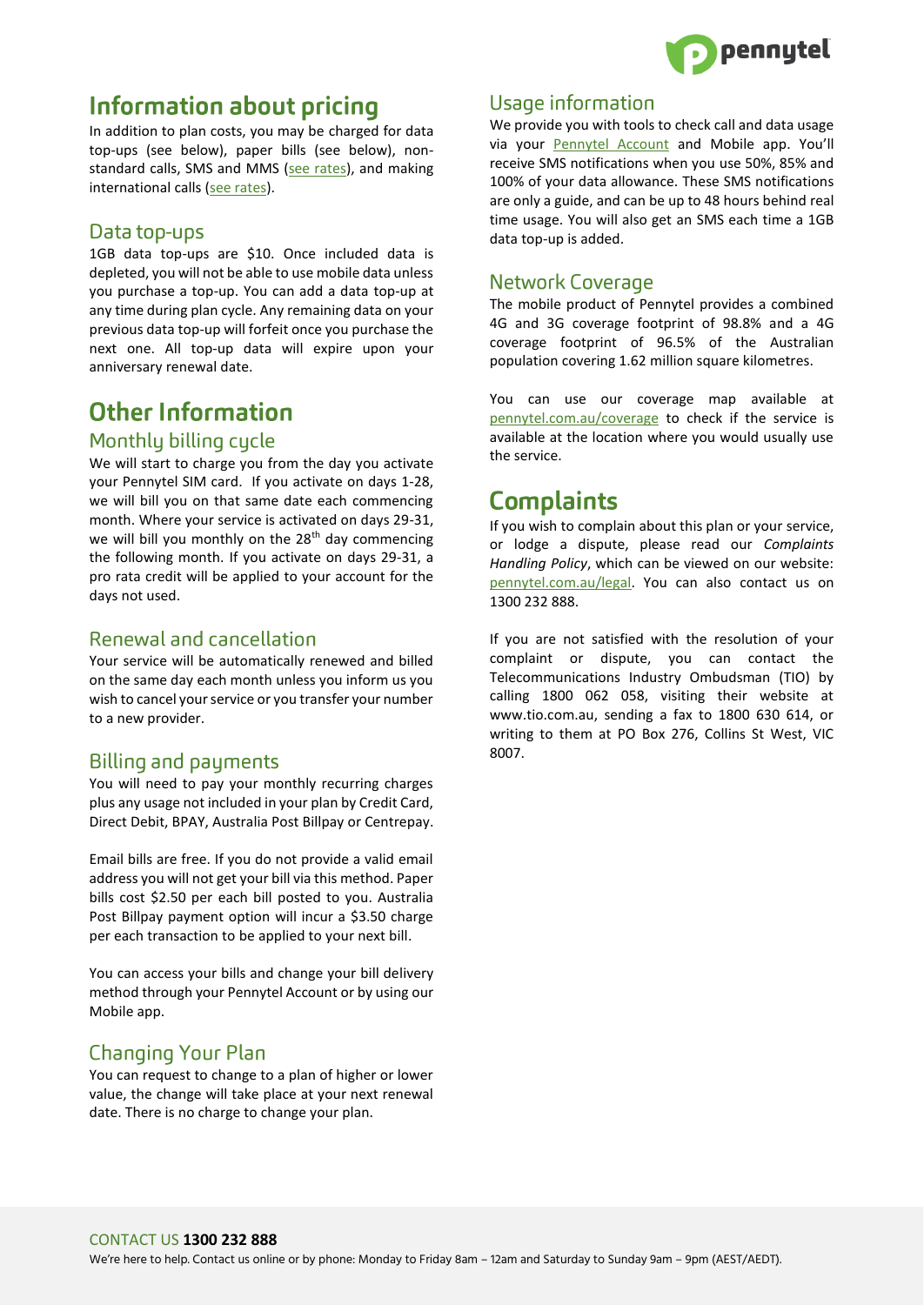# Information about pricing

In addition to plan costs, you may be charged for data top-ups (see below), paper bills (see below), non-standard calls, SMS and MMS (see rates), and making international calls (see rates).

## Data top-ups

1GB data top-ups are $10. Once included data is depleted, you will not be able to use mobile data unless you purchase a top-up. You can add a data top-up at any time during plan cycle. Any remaining data on your previous data top-up will forfeit once you purchase the next one. All top-up data will expire upon your anniversary renewal date.

# Other Information

## Monthly billing cycle

We will start to charge you from the day you activate your Pennytel SIM card. If you activate on days 1-28, we will bill you on that same date each commencing month. Where your service is activated on days 29-31, we will bill you monthly on the 28th day commencing the following month. If you activate on days 29-31, a pro rata credit will be applied to your account for the days not used.

## Renewal and cancellation

Your service will be automatically renewed and billed on the same day each month unless you inform us you wish to cancel your service or you transfer your number to a new provider.

## Billing and payments

You will need to pay your monthly recurring charges plus any usage not included in your plan by Credit Card, Direct Debit, BPAY, Australia Post Billpay or Centrepay.

Email bills are free. If you do not provide a valid email address you will not get your bill via this method. Paper bills cost $2.50 per each bill posted to you. Australia Post Billpay payment option will incur a $3.50 charge per each transaction to be applied to your next bill.

You can access your bills and change your bill delivery method through your Pennytel Account or by using our Mobile app.

## Changing Your Plan

You can request to change to a plan of higher or lower value, the change will take place at your next renewal date. There is no charge to change your plan.

## Usage information

We provide you with tools to check call and data usage via your Pennytel Account and Mobile app. You'll receive SMS notifications when you use 50%, 85% and 100% of your data allowance. These SMS notifications are only a guide, and can be up to 48 hours behind real time usage. You will also get an SMS each time a 1GB data top-up is added.

## Network Coverage

The mobile product of Pennytel provides a combined 4G and 3G coverage footprint of 98.8% and a 4G coverage footprint of 96.5% of the Australian population covering 1.62 million square kilometres.

You can use our coverage map available at pennytel.com.au/coverage to check if the service is available at the location where you would usually use the service.

# Complaints

If you wish to complain about this plan or your service, or lodge a dispute, please read our *Complaints Handling Policy*, which can be viewed on our website: pennytel.com.au/legal. You can also contact us on 1300 232 888.

If you are not satisfied with the resolution of your complaint or dispute, you can contact the Telecommunications Industry Ombudsman (TIO) by calling 1800 062 058, visiting their website at www.tio.com.au, sending a fax to 1800 630 614, or writing to them at PO Box 276, Collins St West, VIC 8007.

CONTACT US **1300 232 888**

We're here to help. Contact us online or by phone: Monday to Friday 8am – 12am and Saturday to Sunday 9am – 9pm (AEST/AEDT).